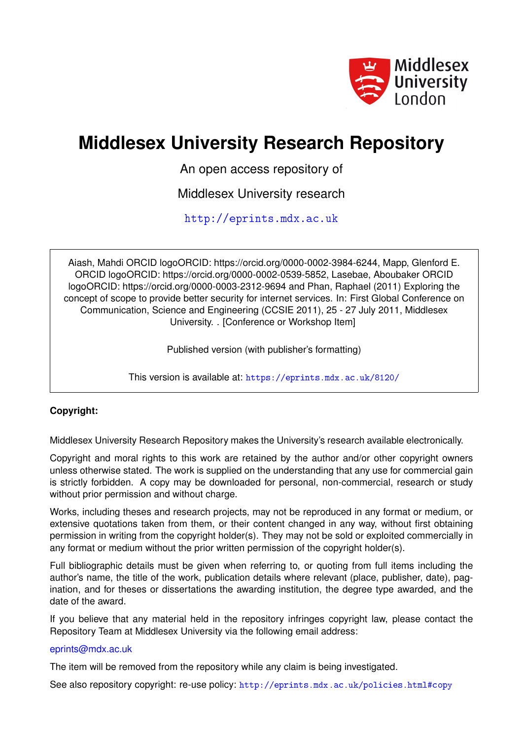# Middlesex University Research Repository

An open access repository of

Middlesex University research

http://eprints.mdx.ac.uk

Aiash, Mahdi ORCID logoORCID: https://orcid.org/0000-0002-3984-6244, Mapp, Glenford E. ORCID logoORCID: https://orcid.org/0000-0002-0539-5852, Lasebae, Aboubaker ORCID logoORCID: https://orcid.org/0000-0003-2312-9694 and Phan, Raphael (2011) Exploring the concept of scope to provide better security for internet services. In: First Global Conference on Communication, Science and Engineering (CCSIE 2011), 25 - 27 July 2011, Middlesex University. . [Conference or Workshop Item]

Published version (with publisher's formatting)

This version is available at: https://eprints.mdx.ac.uk/8120/

**Copyright:**

Middlesex University Research Repository makes the University's research available electronically.

Copyright and moral rights to this work are retained by the author and/or other copyright owners unless otherwise stated. The work is supplied on the understanding that any use for commercial gain is strictly forbidden. A copy may be downloaded for personal, non-commercial, research or study without prior permission and without charge.

Works, including theses and research projects, may not be reproduced in any format or medium, or extensive quotations taken from them, or their content changed in any way, without first obtaining permission in writing from the copyright holder(s). They may not be sold or exploited commercially in any format or medium without the prior written permission of the copyright holder(s).

Full bibliographic details must be given when referring to, or quoting from full items including the author's name, the title of the work, publication details where relevant (place, publisher, date), pagination, and for theses or dissertations the awarding institution, the degree type awarded, and the date of the award.

If you believe that any material held in the repository infringes copyright law, please contact the Repository Team at Middlesex University via the following email address:

eprints@mdx.ac.uk

The item will be removed from the repository while any claim is being investigated.

See also repository copyright: re-use policy: http://eprints.mdx.ac.uk/policies.html#copy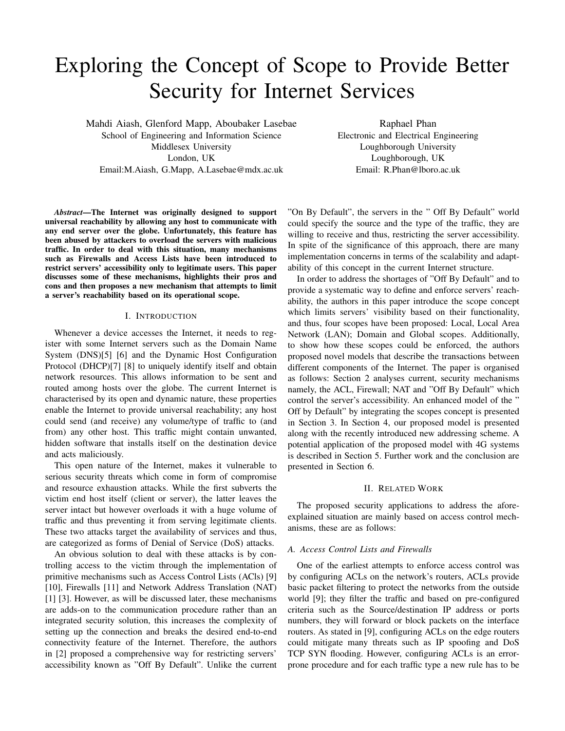# Exploring the Concept of Scope to Provide Better Security for Internet Services

Mahdi Aiash, Glenford Mapp, Aboubaker Lasebae
School of Engineering and Information Science
Middlesex University
London, UK
Email:M.Aiash, G.Mapp, A.Lasebae@mdx.ac.uk

Raphael Phan
Electronic and Electrical Engineering
Loughborough University
Loughborough, UK
Email: R.Phan@lboro.ac.uk

***Abstract*—The Internet was originally designed to support universal reachability by allowing any host to communicate with any end server over the globe. Unfortunately, this feature has been abused by attackers to overload the servers with malicious traffic. In order to deal with this situation, many mechanisms such as Firewalls and Access Lists have been introduced to restrict servers' accessibility only to legitimate users. This paper discusses some of these mechanisms, highlights their pros and cons and then proposes a new mechanism that attempts to limit a server's reachability based on its operational scope.**

## I. Introduction

Whenever a device accesses the Internet, it needs to register with some Internet servers such as the Domain Name System (DNS)[5] [6] and the Dynamic Host Configuration Protocol (DHCP)[7] [8] to uniquely identify itself and obtain network resources. This allows information to be sent and routed among hosts over the globe. The current Internet is characterised by its open and dynamic nature, these properties enable the Internet to provide universal reachability; any host could send (and receive) any volume/type of traffic to (and from) any other host. This traffic might contain unwanted, hidden software that installs itself on the destination device and acts maliciously.

This open nature of the Internet, makes it vulnerable to serious security threats which come in form of compromise and resource exhaustion attacks. While the first subverts the victim end host itself (client or server), the latter leaves the server intact but however overloads it with a huge volume of traffic and thus preventing it from serving legitimate clients. These two attacks target the availability of services and thus, are categorized as forms of Denial of Service (DoS) attacks.

An obvious solution to deal with these attacks is by controlling access to the victim through the implementation of primitive mechanisms such as Access Control Lists (ACLs) [9] [10], Firewalls [11] and Network Address Translation (NAT) [1] [3]. However, as will be discussed later, these mechanisms are adds-on to the communication procedure rather than an integrated security solution, this increases the complexity of setting up the connection and breaks the desired end-to-end connectivity feature of the Internet. Therefore, the authors in [2] proposed a comprehensive way for restricting servers' accessibility known as "Off By Default". Unlike the current "On By Default", the servers in the " Off By Default" world could specify the source and the type of the traffic, they are willing to receive and thus, restricting the server accessibility. In spite of the significance of this approach, there are many implementation concerns in terms of the scalability and adaptability of this concept in the current Internet structure.

In order to address the shortages of "Off By Default" and to provide a systematic way to define and enforce servers' reachability, the authors in this paper introduce the scope concept which limits servers' visibility based on their functionality, and thus, four scopes have been proposed: Local, Local Area Network (LAN); Domain and Global scopes. Additionally, to show how these scopes could be enforced, the authors proposed novel models that describe the transactions between different components of the Internet. The paper is organised as follows: Section 2 analyses current, security mechanisms namely, the ACL, Firewall; NAT and "Off By Default" which control the server's accessibility. An enhanced model of the " Off by Default" by integrating the scopes concept is presented in Section 3. In Section 4, our proposed model is presented along with the recently introduced new addressing scheme. A potential application of the proposed model with 4G systems is described in Section 5. Further work and the conclusion are presented in Section 6.

## II. Related Work

The proposed security applications to address the afore-explained situation are mainly based on access control mechanisms, these are as follows:

### *A. Access Control Lists and Firewalls*

One of the earliest attempts to enforce access control was by configuring ACLs on the network's routers, ACLs provide basic packet filtering to protect the networks from the outside world [9]; they filter the traffic and based on pre-configured criteria such as the Source/destination IP address or ports numbers, they will forward or block packets on the interface routers. As stated in [9], configuring ACLs on the edge routers could mitigate many threats such as IP spoofing and DoS TCP SYN flooding. However, configuring ACLs is an error-prone procedure and for each traffic type a new rule has to be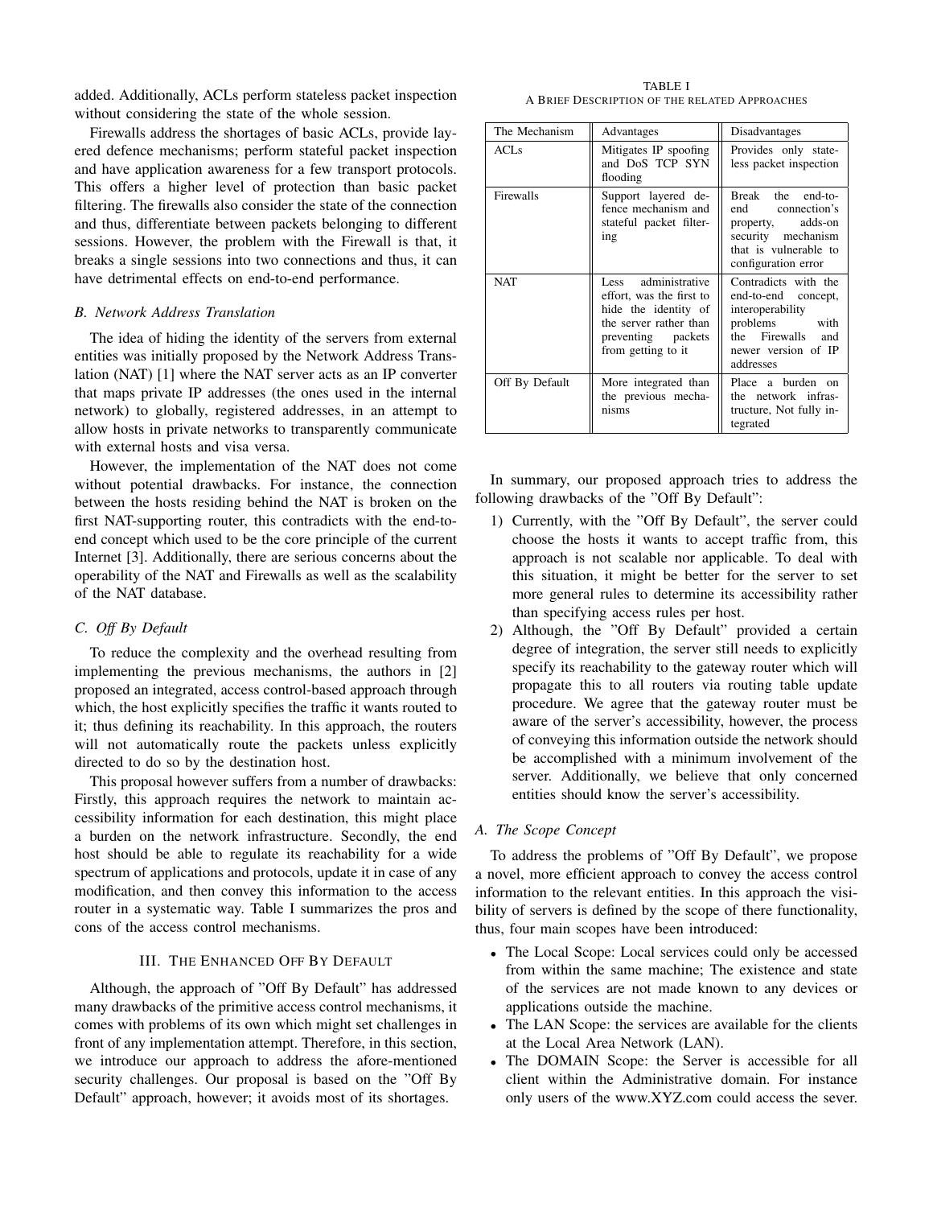added. Additionally, ACLs perform stateless packet inspection without considering the state of the whole session.

Firewalls address the shortages of basic ACLs, provide layered defence mechanisms; perform stateful packet inspection and have application awareness for a few transport protocols. This offers a higher level of protection than basic packet filtering. The firewalls also consider the state of the connection and thus, differentiate between packets belonging to different sessions. However, the problem with the Firewall is that, it breaks a single sessions into two connections and thus, it can have detrimental effects on end-to-end performance.

### B. Network Address Translation

The idea of hiding the identity of the servers from external entities was initially proposed by the Network Address Translation (NAT) [1] where the NAT server acts as an IP converter that maps private IP addresses (the ones used in the internal network) to globally, registered addresses, in an attempt to allow hosts in private networks to transparently communicate with external hosts and visa versa.

However, the implementation of the NAT does not come without potential drawbacks. For instance, the connection between the hosts residing behind the NAT is broken on the first NAT-supporting router, this contradicts with the end-to-end concept which used to be the core principle of the current Internet [3]. Additionally, there are serious concerns about the operability of the NAT and Firewalls as well as the scalability of the NAT database.

### C. Off By Default

To reduce the complexity and the overhead resulting from implementing the previous mechanisms, the authors in [2] proposed an integrated, access control-based approach through which, the host explicitly specifies the traffic it wants routed to it; thus defining its reachability. In this approach, the routers will not automatically route the packets unless explicitly directed to do so by the destination host.

This proposal however suffers from a number of drawbacks: Firstly, this approach requires the network to maintain accessibility information for each destination, this might place a burden on the network infrastructure. Secondly, the end host should be able to regulate its reachability for a wide spectrum of applications and protocols, update it in case of any modification, and then convey this information to the access router in a systematic way. Table I summarizes the pros and cons of the access control mechanisms.

TABLE I
A Brief Description of the related Approaches

| The Mechanism | Advantages | Disadvantages |
|---|---|---|
| ACLs | Mitigates IP spoofing and DoS TCP SYN flooding | Provides only stateless packet inspection |
| Firewalls | Support layered defence mechanism and stateful packet filtering | Break the end-to-end connection's property, adds-on security mechanism that is vulnerable to configuration error |
| NAT | Less administrative effort, was the first to hide the identity of the server rather than preventing packets from getting to it | Contradicts with the end-to-end concept, interoperability problems with the Firewalls and newer version of IP addresses |
| Off By Default | More integrated than the previous mechanisms | Place a burden on the network infrastructure, Not fully integrated |

## III. The Enhanced Off By Default

Although, the approach of "Off By Default" has addressed many drawbacks of the primitive access control mechanisms, it comes with problems of its own which might set challenges in front of any implementation attempt. Therefore, in this section, we introduce our approach to address the afore-mentioned security challenges. Our proposal is based on the "Off By Default" approach, however; it avoids most of its shortages.

In summary, our proposed approach tries to address the following drawbacks of the "Off By Default":

1) Currently, with the "Off By Default", the server could choose the hosts it wants to accept traffic from, this approach is not scalable nor applicable. To deal with this situation, it might be better for the server to set more general rules to determine its accessibility rather than specifying access rules per host.
2) Although, the "Off By Default" provided a certain degree of integration, the server still needs to explicitly specify its reachability to the gateway router which will propagate this to all routers via routing table update procedure. We agree that the gateway router must be aware of the server's accessibility, however, the process of conveying this information outside the network should be accomplished with a minimum involvement of the server. Additionally, we believe that only concerned entities should know the server's accessibility.

### A. The Scope Concept

To address the problems of "Off By Default", we propose a novel, more efficient approach to convey the access control information to the relevant entities. In this approach the visibility of servers is defined by the scope of there functionality, thus, four main scopes have been introduced:

- The Local Scope: Local services could only be accessed from within the same machine; The existence and state of the services are not made known to any devices or applications outside the machine.
- The LAN Scope: the services are available for the clients at the Local Area Network (LAN).
- The DOMAIN Scope: the Server is accessible for all client within the Administrative domain. For instance only users of the www.XYZ.com could access the sever.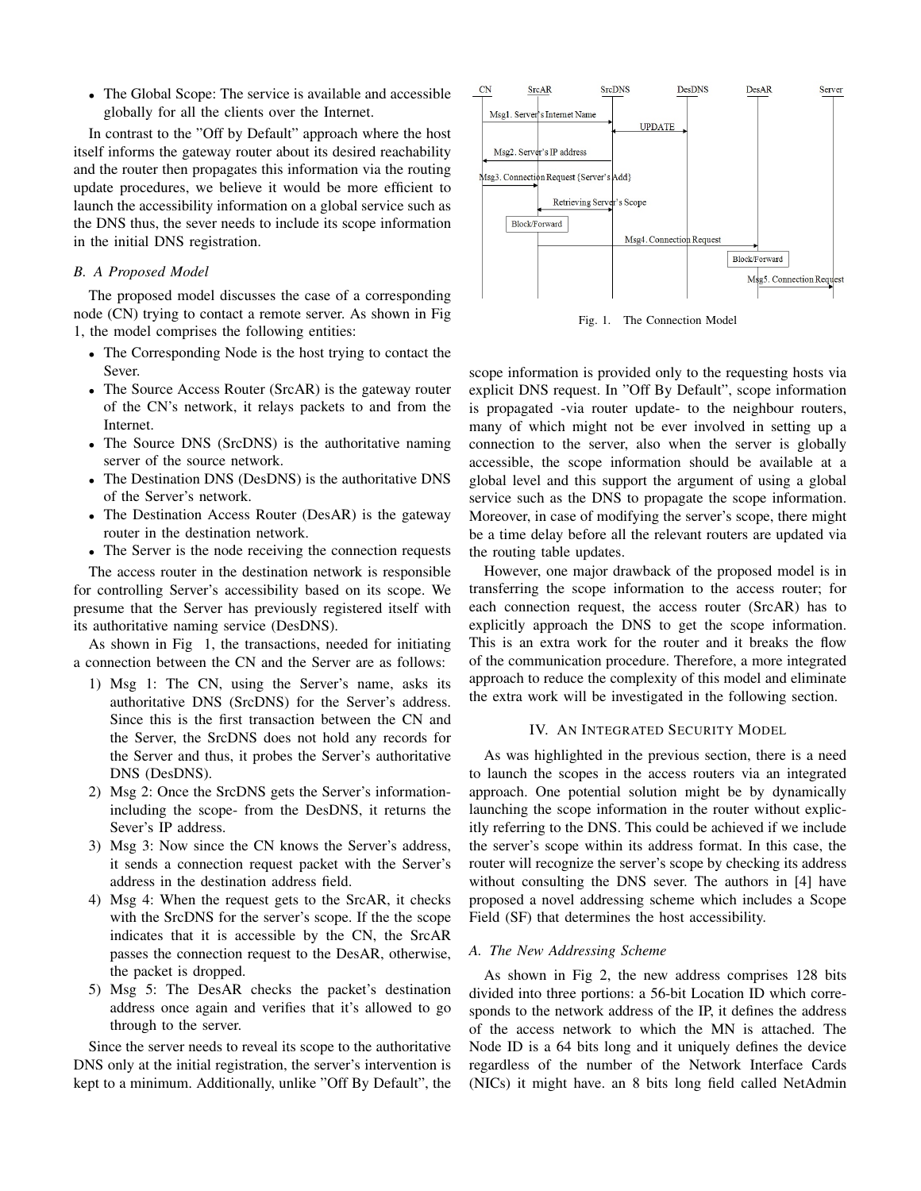- The Global Scope: The service is available and accessible globally for all the clients over the Internet.

In contrast to the "Off by Default" approach where the host itself informs the gateway router about its desired reachability and the router then propagates this information via the routing update procedures, we believe it would be more efficient to launch the accessibility information on a global service such as the DNS thus, the sever needs to include its scope information in the initial DNS registration.

### B. A Proposed Model

The proposed model discusses the case of a corresponding node (CN) trying to contact a remote server. As shown in Fig 1, the model comprises the following entities:

- The Corresponding Node is the host trying to contact the Sever.
- The Source Access Router (SrcAR) is the gateway router of the CN's network, it relays packets to and from the Internet.
- The Source DNS (SrcDNS) is the authoritative naming server of the source network.
- The Destination DNS (DesDNS) is the authoritative DNS of the Server's network.
- The Destination Access Router (DesAR) is the gateway router in the destination network.
- The Server is the node receiving the connection requests

The access router in the destination network is responsible for controlling Server's accessibility based on its scope. We presume that the Server has previously registered itself with its authoritative naming service (DesDNS).

As shown in Fig 1, the transactions, needed for initiating a connection between the CN and the Server are as follows:

1) Msg 1: The CN, using the Server's name, asks its authoritative DNS (SrcDNS) for the Server's address. Since this is the first transaction between the CN and the Server, the SrcDNS does not hold any records for the Server and thus, it probes the Server's authoritative DNS (DesDNS).
2) Msg 2: Once the SrcDNS gets the Server's information- including the scope- from the DesDNS, it returns the Sever's IP address.
3) Msg 3: Now since the CN knows the Server's address, it sends a connection request packet with the Server's address in the destination address field.
4) Msg 4: When the request gets to the SrcAR, it checks with the SrcDNS for the server's scope. If the the scope indicates that it is accessible by the CN, the SrcAR passes the connection request to the DesAR, otherwise, the packet is dropped.
5) Msg 5: The DesAR checks the packet's destination address once again and verifies that it's allowed to go through to the server.

Since the server needs to reveal its scope to the authoritative DNS only at the initial registration, the server's intervention is kept to a minimum. Additionally, unlike "Off By Default", the scope information is provided only to the requesting hosts via explicit DNS request. In "Off By Default", scope information is propagated -via router update- to the neighbour routers, many of which might not be ever involved in setting up a connection to the server, also when the server is globally accessible, the scope information should be available at a global level and this support the argument of using a global service such as the DNS to propagate the scope information. Moreover, in case of modifying the server's scope, there might be a time delay before all the relevant routers are updated via the routing table updates.

| CN | SrcAR | SrcDNS | DesDNS | DesAR | Server |
|---|---|---|---|---|---|

Msg1. Server's Internet Name
UPDATE
Msg2. Server's IP address
Msg3. Connection Request {Server's Add}
Retrieving Server's Scope
Block/Forward
Msg4. Connection Request
Block/Forward
Msg5. Connection Request

Fig. 1. The Connection Model

However, one major drawback of the proposed model is in transferring the scope information to the access router; for each connection request, the access router (SrcAR) has to explicitly approach the DNS to get the scope information. This is an extra work for the router and it breaks the flow of the communication procedure. Therefore, a more integrated approach to reduce the complexity of this model and eliminate the extra work will be investigated in the following section.

## IV. An Integrated Security Model

As was highlighted in the previous section, there is a need to launch the scopes in the access routers via an integrated approach. One potential solution might be by dynamically launching the scope information in the router without explicitly referring to the DNS. This could be achieved if we include the server's scope within its address format. In this case, the router will recognize the server's scope by checking its address without consulting the DNS sever. The authors in [4] have proposed a novel addressing scheme which includes a Scope Field (SF) that determines the host accessibility.

### A. The New Addressing Scheme

As shown in Fig 2, the new address comprises 128 bits divided into three portions: a 56-bit Location ID which corresponds to the network address of the IP, it defines the address of the access network to which the MN is attached. The Node ID is a 64 bits long and it uniquely defines the device regardless of the number of the Network Interface Cards (NICs) it might have. an 8 bits long field called NetAdmin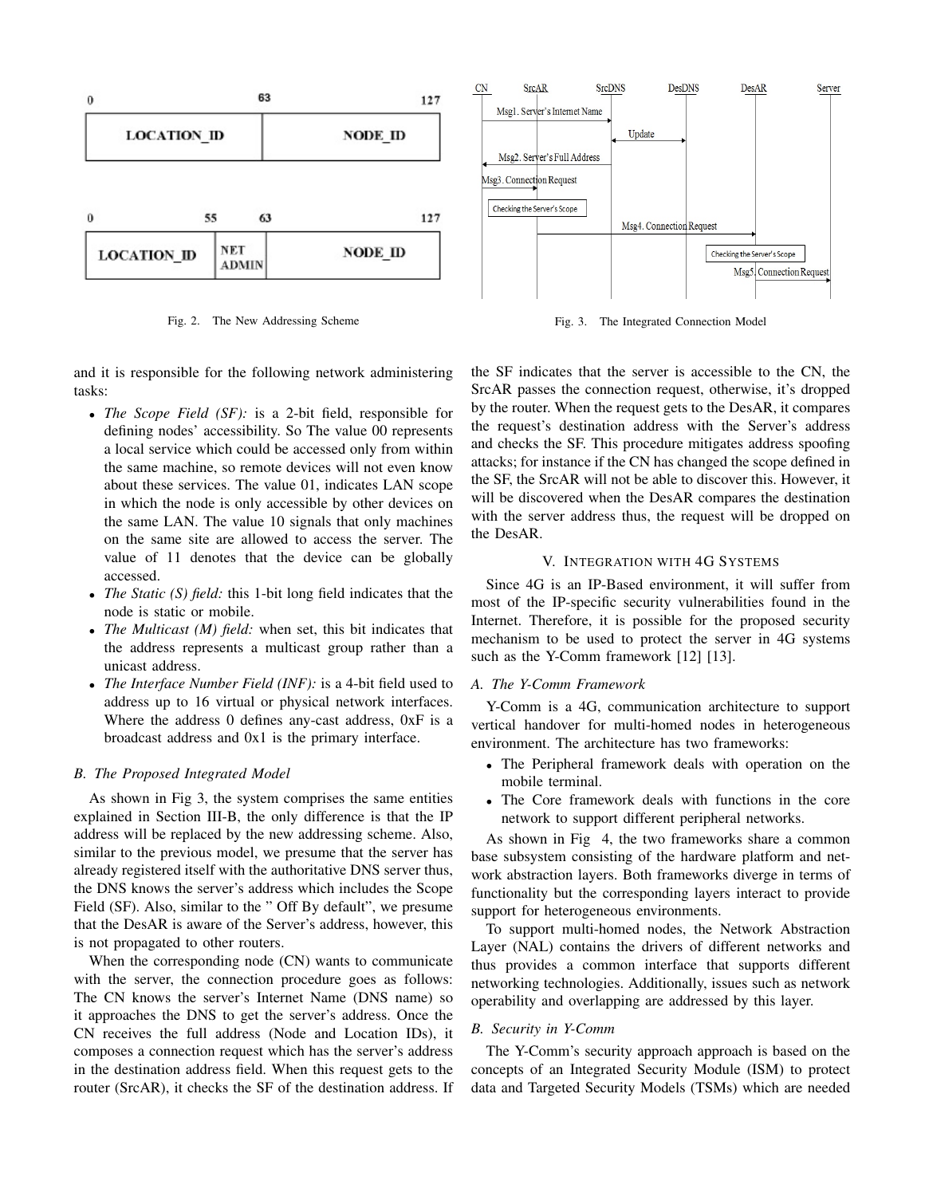Fig. 2. The New Addressing Scheme

Fig. 3. The Integrated Connection Model

and it is responsible for the following network administering tasks:

- *The Scope Field (SF):* is a 2-bit field, responsible for defining nodes' accessibility. So The value 00 represents a local service which could be accessed only from within the same machine, so remote devices will not even know about these services. The value 01, indicates LAN scope in which the node is only accessible by other devices on the same LAN. The value 10 signals that only machines on the same site are allowed to access the server. The value of 11 denotes that the device can be globally accessed.
- *The Static (S) field:* this 1-bit long field indicates that the node is static or mobile.
- *The Multicast (M) field:* when set, this bit indicates that the address represents a multicast group rather than a unicast address.
- *The Interface Number Field (INF):* is a 4-bit field used to address up to 16 virtual or physical network interfaces. Where the address 0 defines any-cast address, 0xF is a broadcast address and 0x1 is the primary interface.

### B. The Proposed Integrated Model

As shown in Fig 3, the system comprises the same entities explained in Section III-B, the only difference is that the IP address will be replaced by the new addressing scheme. Also, similar to the previous model, we presume that the server has already registered itself with the authoritative DNS server thus, the DNS knows the server's address which includes the Scope Field (SF). Also, similar to the " Off By default", we presume that the DesAR is aware of the Server's address, however, this is not propagated to other routers.

When the corresponding node (CN) wants to communicate with the server, the connection procedure goes as follows: The CN knows the server's Internet Name (DNS name) so it approaches the DNS to get the server's address. Once the CN receives the full address (Node and Location IDs), it composes a connection request which has the server's address in the destination address field. When this request gets to the router (SrcAR), it checks the SF of the destination address. If the SF indicates that the server is accessible to the CN, the SrcAR passes the connection request, otherwise, it's dropped by the router. When the request gets to the DesAR, it compares the request's destination address with the Server's address and checks the SF. This procedure mitigates address spoofing attacks; for instance if the CN has changed the scope defined in the SF, the SrcAR will not be able to discover this. However, it will be discovered when the DesAR compares the destination with the server address thus, the request will be dropped on the DesAR.

## V. Integration with 4G Systems

Since 4G is an IP-Based environment, it will suffer from most of the IP-specific security vulnerabilities found in the Internet. Therefore, it is possible for the proposed security mechanism to be used to protect the server in 4G systems such as the Y-Comm framework [12] [13].

### A. The Y-Comm Framework

Y-Comm is a 4G, communication architecture to support vertical handover for multi-homed nodes in heterogeneous environment. The architecture has two frameworks:

- The Peripheral framework deals with operation on the mobile terminal.
- The Core framework deals with functions in the core network to support different peripheral networks.

As shown in Fig 4, the two frameworks share a common base subsystem consisting of the hardware platform and network abstraction layers. Both frameworks diverge in terms of functionality but the corresponding layers interact to provide support for heterogeneous environments.

To support multi-homed nodes, the Network Abstraction Layer (NAL) contains the drivers of different networks and thus provides a common interface that supports different networking technologies. Additionally, issues such as network operability and overlapping are addressed by this layer.

### B. Security in Y-Comm

The Y-Comm's security approach approach is based on the concepts of an Integrated Security Module (ISM) to protect data and Targeted Security Models (TSMs) which are needed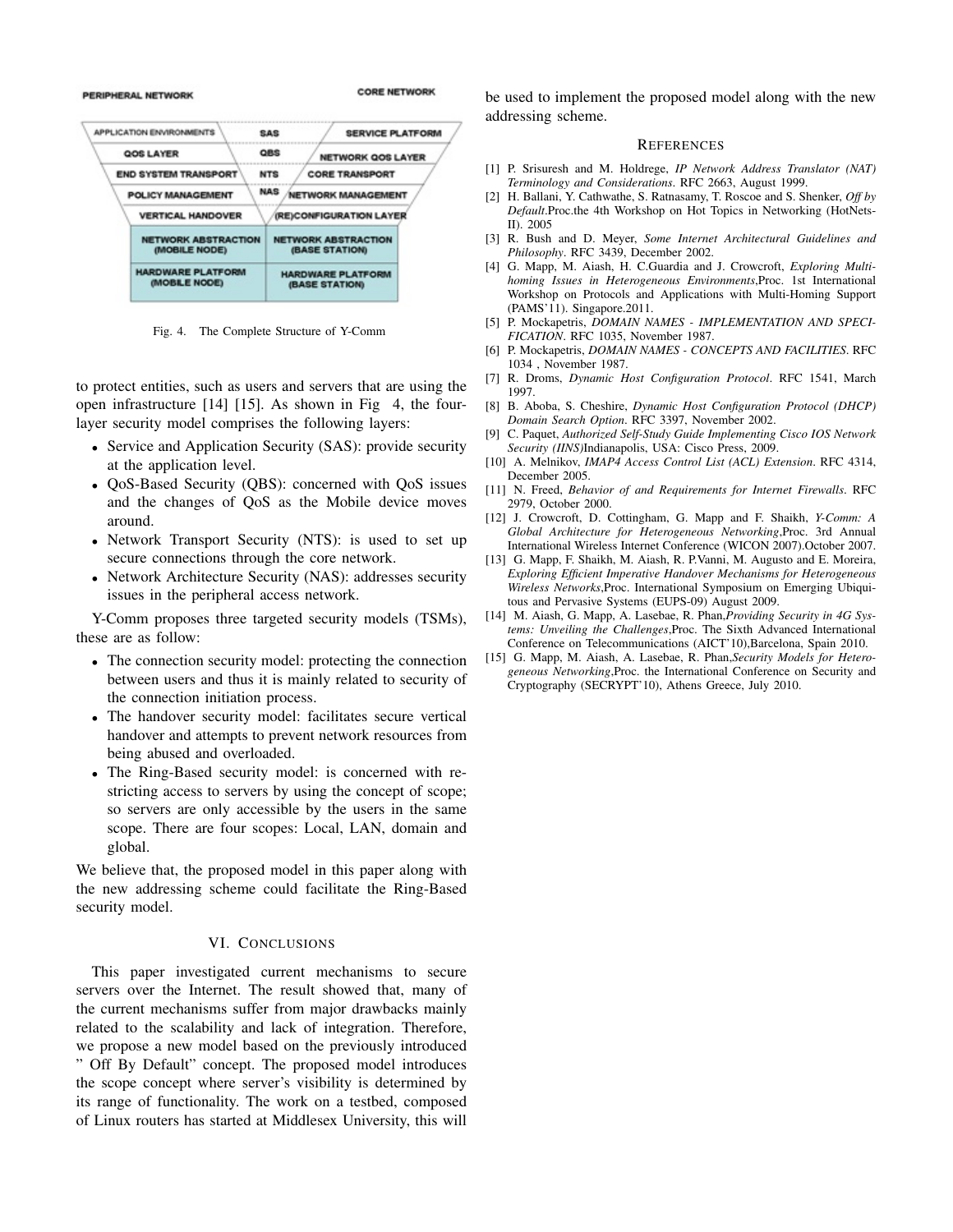PERIPHERAL NETWORK

CORE NETWORK

APPLICATION ENVIRONMENTS | SAS | SERVICE PLATFORM

QOS LAYER | QBS | NETWORK QOS LAYER

END SYSTEM TRANSPORT | NTS | CORE TRANSPORT

POLICY MANAGEMENT | NAS | NETWORK MANAGEMENT

VERTICAL HANDOVER | (RE)CONFIGURATION LAYER

NETWORK ABSTRACTION (MOBILE NODE) | NETWORK ABSTRACTION (BASE STATION)

HARDWARE PLATFORM (MOBILE NODE) | HARDWARE PLATFORM (BASE STATION)

Fig. 4. The Complete Structure of Y-Comm

to protect entities, such as users and servers that are using the open infrastructure [14] [15]. As shown in Fig 4, the four-layer security model comprises the following layers:

- Service and Application Security (SAS): provide security at the application level.
- QoS-Based Security (QBS): concerned with QoS issues and the changes of QoS as the Mobile device moves around.
- Network Transport Security (NTS): is used to set up secure connections through the core network.
- Network Architecture Security (NAS): addresses security issues in the peripheral access network.

Y-Comm proposes three targeted security models (TSMs), these are as follow:

- The connection security model: protecting the connection between users and thus it is mainly related to security of the connection initiation process.
- The handover security model: facilitates secure vertical handover and attempts to prevent network resources from being abused and overloaded.
- The Ring-Based security model: is concerned with restricting access to servers by using the concept of scope; so servers are only accessible by the users in the same scope. There are four scopes: Local, LAN, domain and global.

We believe that, the proposed model in this paper along with the new addressing scheme could facilitate the Ring-Based security model.

## VI. Conclusions

This paper investigated current mechanisms to secure servers over the Internet. The result showed that, many of the current mechanisms suffer from major drawbacks mainly related to the scalability and lack of integration. Therefore, we propose a new model based on the previously introduced " Off By Default" concept. The proposed model introduces the scope concept where server's visibility is determined by its range of functionality. The work on a testbed, composed of Linux routers has started at Middlesex University, this will be used to implement the proposed model along with the new addressing scheme.

## References

[1] P. Srisuresh and M. Holdrege, *IP Network Address Translator (NAT) Terminology and Considerations*. RFC 2663, August 1999.

[2] H. Ballani, Y. Cathwathe, S. Ratnasamy, T. Roscoe and S. Shenker, *Off by Default*.Proc.the 4th Workshop on Hot Topics in Networking (HotNets-II). 2005

[3] R. Bush and D. Meyer, *Some Internet Architectural Guidelines and Philosophy*. RFC 3439, December 2002.

[4] G. Mapp, M. Aiash, H. C.Guardia and J. Crowcroft, *Exploring Multi-homing Issues in Heterogeneous Environments*,Proc. 1st International Workshop on Protocols and Applications with Multi-Homing Support (PAMS'11). Singapore.2011.

[5] P. Mockapetris, *DOMAIN NAMES - IMPLEMENTATION AND SPECIFICATION*. RFC 1035, November 1987.

[6] P. Mockapetris, *DOMAIN NAMES - CONCEPTS AND FACILITIES*. RFC 1034 , November 1987.

[7] R. Droms, *Dynamic Host Configuration Protocol*. RFC 1541, March 1997.

[8] B. Aboba, S. Cheshire, *Dynamic Host Configuration Protocol (DHCP) Domain Search Option*. RFC 3397, November 2002.

[9] C. Paquet, *Authorized Self-Study Guide Implementing Cisco IOS Network Security (IINS)*Indianapolis, USA: Cisco Press, 2009.

[10] A. Melnikov, *IMAP4 Access Control List (ACL) Extension*. RFC 4314, December 2005.

[11] N. Freed, *Behavior of and Requirements for Internet Firewalls*. RFC 2979, October 2000.

[12] J. Crowcroft, D. Cottingham, G. Mapp and F. Shaikh, *Y-Comm: A Global Architecture for Heterogeneous Networking*,Proc. 3rd Annual International Wireless Internet Conference (WICON 2007).October 2007.

[13] G. Mapp, F. Shaikh, M. Aiash, R. P.Vanni, M. Augusto and E. Moreira, *Exploring Efficient Imperative Handover Mechanisms for Heterogeneous Wireless Networks*,Proc. International Symposium on Emerging Ubiquitous and Pervasive Systems (EUPS-09) August 2009.

[14] M. Aiash, G. Mapp, A. Lasebae, R. Phan,*Providing Security in 4G Systems: Unveiling the Challenges*,Proc. The Sixth Advanced International Conference on Telecommunications (AICT'10),Barcelona, Spain 2010.

[15] G. Mapp, M. Aiash, A. Lasebae, R. Phan,*Security Models for Heterogeneous Networking*,Proc. the International Conference on Security and Cryptography (SECRYPT'10), Athens Greece, July 2010.